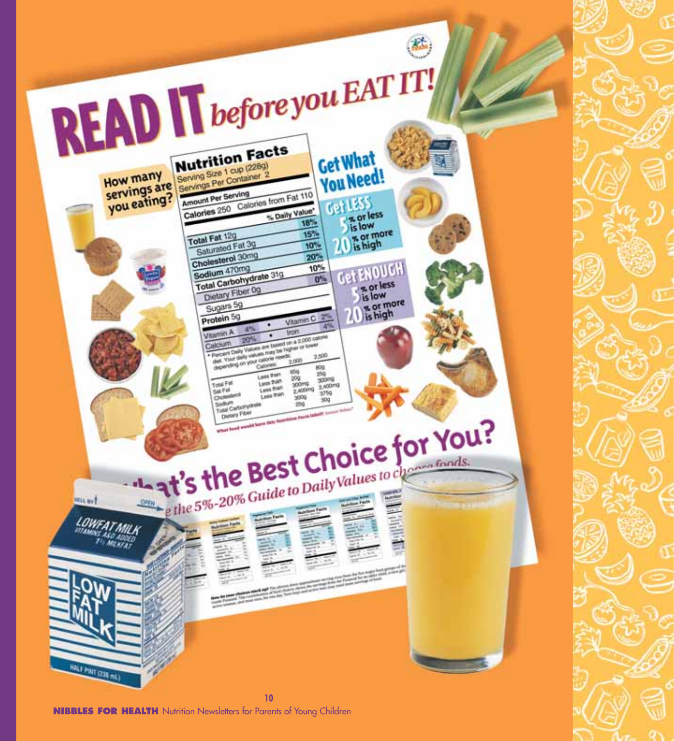# READ IT *before you EAT IT!*

How many servings are you eating?

| Nutrition Facts | |
|---|---|
| Serving Size 1 cup (228g) | |
| Servings Per Container 2 | |
| **Amount Per Serving** | |
| **Calories** 250 Calories from Fat 110 | |
| | **% Daily Value*** |
| **Total Fat** 12g | 18% |
| Saturated Fat 3g | 15% |
| **Cholesterol** 30mg | 10% |
| **Sodium** 470mg | 20% |
| **Total Carbohydrate** 31g | 10% |
| Dietary Fiber 0g | 0% |
| Sugars 5g | |
| **Protein** 5g | |
| Vitamin A 4% • Vitamin C 2% | |
| Calcium 20% • Iron 4% | |

\* Percent Daily Values are based on a 2,000 calorie diet. Your daily values may be higher or lower depending on your calorie needs.

| | Calories: | 2,000 | 2,500 |
|---|---|---|---|
| Total Fat | Less than | 65g | 80g |
| Sat Fat | Less than | 20g | 25g |
| Cholesterol | Less than | 300mg | 300mg |
| Sodium | Less than | 2,400mg | 2,400mg |
| Total Carbohydrate | | 300g | 375g |
| Dietary Fiber | | 25g | 30g |

## Get What You Need!

**Get LESS**
5% or less is low
20% or more is high

**Get ENOUGH**
5% or less is low
20% or more is high

## What's the Best Choice for You?

*Use the 5%-20% Guide to Daily Values to choose foods.*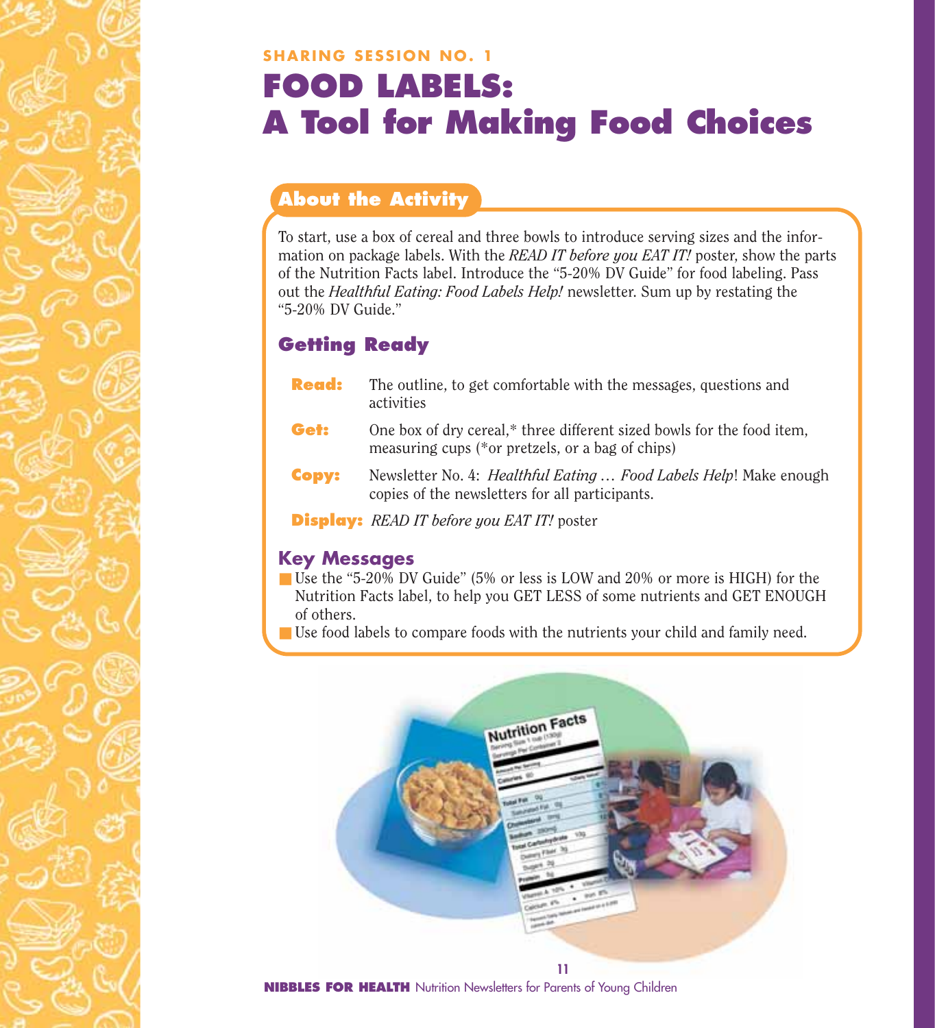SHARING SESSION NO. 1

# FOOD LABELS: A Tool for Making Food Choices

## About the Activity

To start, use a box of cereal and three bowls to introduce serving sizes and the information on package labels. With the *READ IT before you EAT IT!* poster, show the parts of the Nutrition Facts label. Introduce the "5-20% DV Guide" for food labeling. Pass out the *Healthful Eating: Food Labels Help!* newsletter. Sum up by restating the "5-20% DV Guide."

### Getting Ready

**Read:** The outline, to get comfortable with the messages, questions and activities

**Get:** One box of dry cereal,* three different sized bowls for the food item, measuring cups (*or pretzels, or a bag of chips)

**Copy:** Newsletter No. 4: *Healthful Eating … Food Labels Help*! Make enough copies of the newsletters for all participants.

**Display:** *READ IT before you EAT IT!* poster

### Key Messages

- Use the "5-20% DV Guide" (5% or less is LOW and 20% or more is HIGH) for the Nutrition Facts label, to help you GET LESS of some nutrients and GET ENOUGH of others.
- Use food labels to compare foods with the nutrients your child and family need.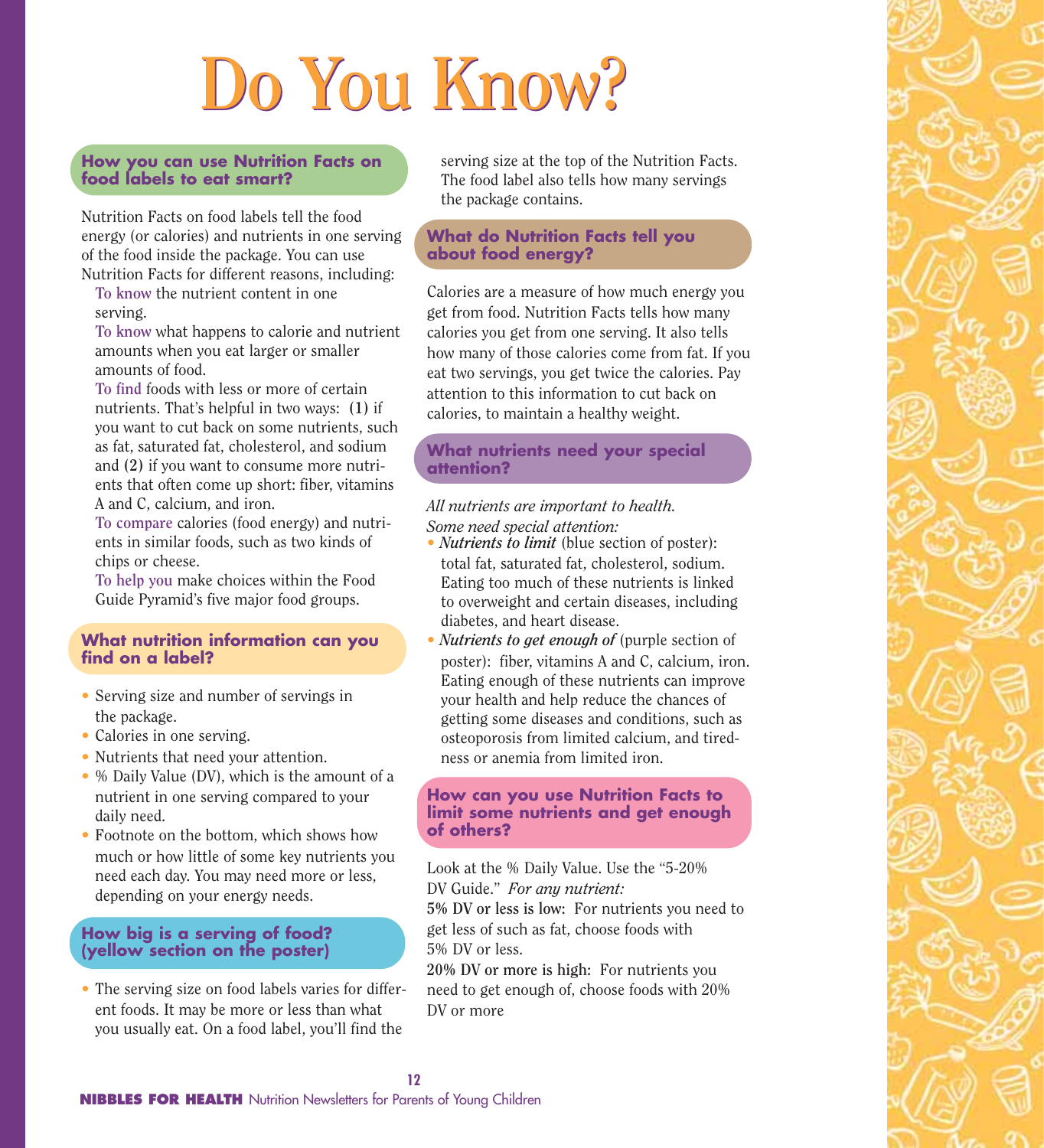# Do You Know?

## How you can use Nutrition Facts on food labels to eat smart?

Nutrition Facts on food labels tell the food energy (or calories) and nutrients in one serving of the food inside the package. You can use Nutrition Facts for different reasons, including:

To know the nutrient content in one serving.

To know what happens to calorie and nutrient amounts when you eat larger or smaller amounts of food.

To find foods with less or more of certain nutrients. That's helpful in two ways: **(1)** if you want to cut back on some nutrients, such as fat, saturated fat, cholesterol, and sodium and **(2)** if you want to consume more nutrients that often come up short: fiber, vitamins A and C, calcium, and iron.

To compare calories (food energy) and nutrients in similar foods, such as two kinds of chips or cheese.

To help you make choices within the Food Guide Pyramid's five major food groups.

## What nutrition information can you find on a label?

- Serving size and number of servings in the package.
- Calories in one serving.
- Nutrients that need your attention.
- % Daily Value (DV), which is the amount of a nutrient in one serving compared to your daily need.
- Footnote on the bottom, which shows how much or how little of some key nutrients you need each day. You may need more or less, depending on your energy needs.

## How big is a serving of food? (yellow section on the poster)

- The serving size on food labels varies for different foods. It may be more or less than what you usually eat. On a food label, you'll find the serving size at the top of the Nutrition Facts. The food label also tells how many servings the package contains.

## What do Nutrition Facts tell you about food energy?

Calories are a measure of how much energy you get from food. Nutrition Facts tells how many calories you get from one serving. It also tells how many of those calories come from fat. If you eat two servings, you get twice the calories. Pay attention to this information to cut back on calories, to maintain a healthy weight.

## What nutrients need your special attention?

*All nutrients are important to health. Some need special attention:*

- ***Nutrients to limit*** (blue section of poster): total fat, saturated fat, cholesterol, sodium. Eating too much of these nutrients is linked to overweight and certain diseases, including diabetes, and heart disease.
- ***Nutrients to get enough of*** (purple section of poster): fiber, vitamins A and C, calcium, iron. Eating enough of these nutrients can improve your health and help reduce the chances of getting some diseases and conditions, such as osteoporosis from limited calcium, and tiredness or anemia from limited iron.

## How can you use Nutrition Facts to limit some nutrients and get enough of others?

Look at the % Daily Value. Use the "5-20% DV Guide." *For any nutrient:*

**5% DV or less is low:** For nutrients you need to get less of such as fat, choose foods with 5% DV or less.

**20% DV or more is high:** For nutrients you need to get enough of, choose foods with 20% DV or more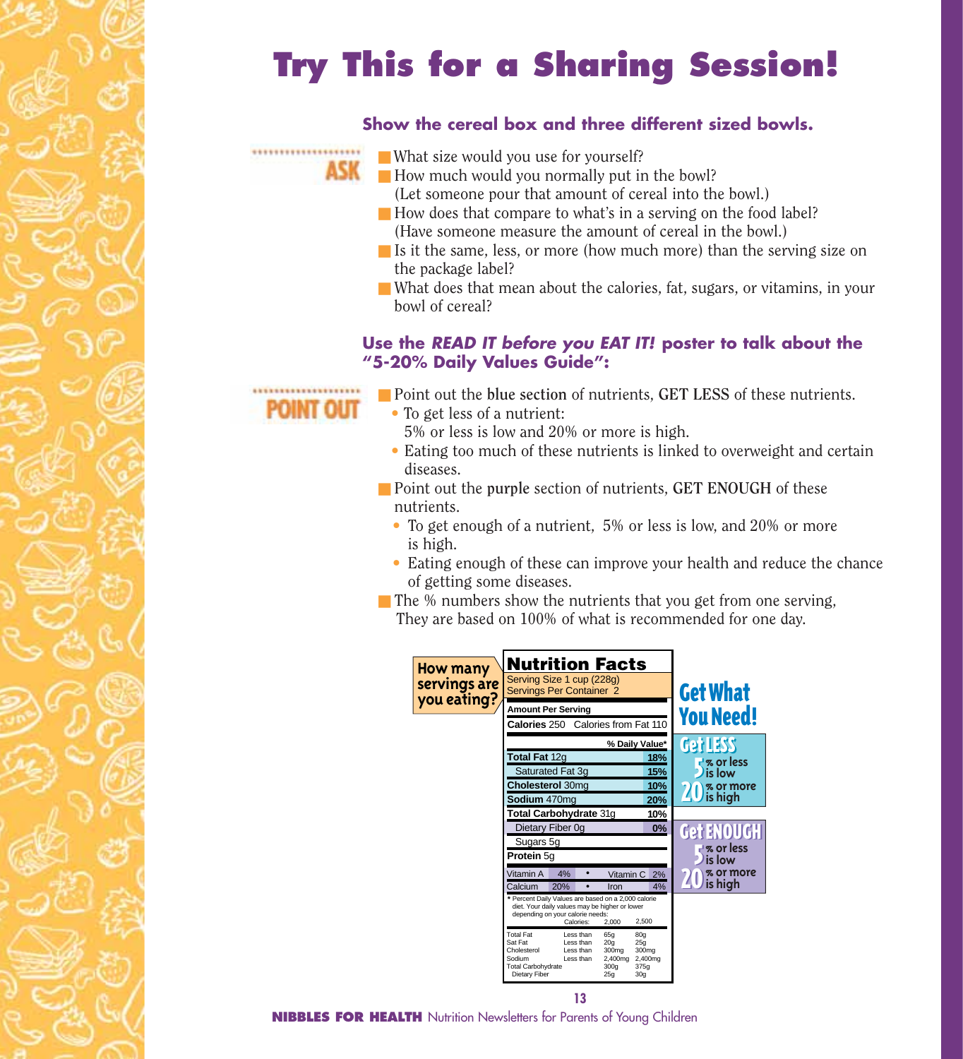# Try This for a Sharing Session!

**Show the cereal box and three different sized bowls.**

**ASK**

- What size would you use for yourself?
- How much would you normally put in the bowl?
  (Let someone pour that amount of cereal into the bowl.)
- How does that compare to what's in a serving on the food label?
  (Have someone measure the amount of cereal in the bowl.)
- Is it the same, less, or more (how much more) than the serving size on the package label?
- What does that mean about the calories, fat, sugars, or vitamins, in your bowl of cereal?

**Use the *READ IT before you EAT IT!* poster to talk about the "5-20% Daily Values Guide":**

**POINT OUT**

- Point out the **blue section** of nutrients, **GET LESS** of these nutrients.
  - To get less of a nutrient:
    5% or less is low and 20% or more is high.
  - Eating too much of these nutrients is linked to overweight and certain diseases.
- Point out the **purple** section of nutrients, **GET ENOUGH** of these nutrients.
  - To get enough of a nutrient, 5% or less is low, and 20% or more is high.
  - Eating enough of these can improve your health and reduce the chance of getting some diseases.
- The % numbers show the nutrients that you get from one serving, They are based on 100% of what is recommended for one day.

**How many servings are you eating?**

**Nutrition Facts**

Serving Size 1 cup (228g)
Servings Per Container 2

| Amount Per Serving | |
|---|---|
| **Calories** 250 Calories from Fat 110 | |
| | **% Daily Value*** |
| **Total Fat** 12g | **18%** |
| Saturated Fat 3g | **15%** |
| **Cholesterol** 30mg | **10%** |
| **Sodium** 470mg | **20%** |
| **Total Carbohydrate** 31g | **10%** |
| Dietary Fiber 0g | **0%** |
| Sugars 5g | |
| **Protein** 5g | |

| | | | | |
|---|---|---|---|---|
| Vitamin A | 4% | • | Vitamin C | 2% |
| Calcium | 20% | • | Iron | 4% |

\* Percent Daily Values are based on a 2,000 calorie diet. Your daily values may be higher or lower depending on your calorie needs:

| | Calories: | 2,000 | 2,500 |
|---|---|---|---|
| Total Fat | Less than | 65g | 80g |
| Sat Fat | Less than | 20g | 25g |
| Cholesterol | Less than | 300mg | 300mg |
| Sodium | Less than | 2,400mg | 2,400mg |
| Total Carbohydrate | | 300g | 375g |
| Dietary Fiber | | 25g | 30g |

**Get What You Need!**

**Get LESS**
5% or less is low
20% or more is high

**Get ENOUGH**
5% or less is low
20% or more is high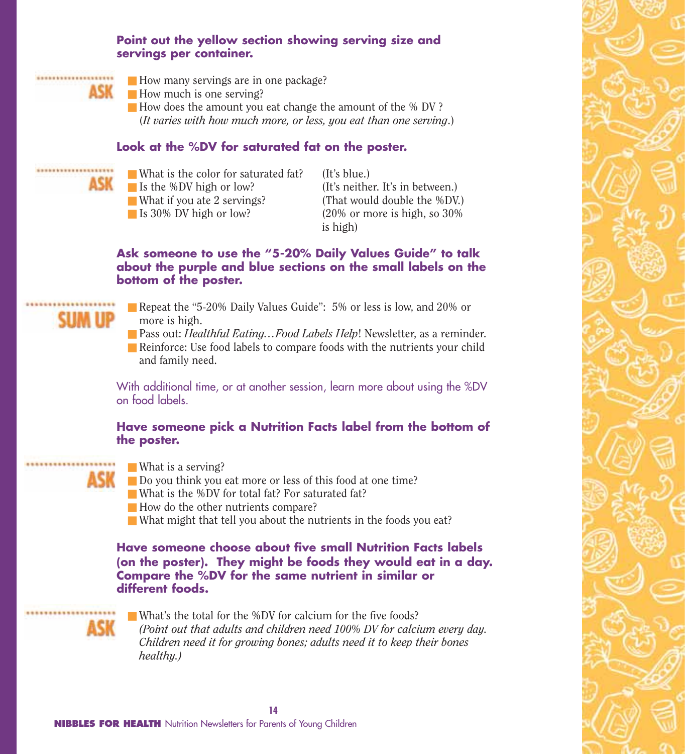**Point out the yellow section showing serving size and servings per container.**

**ASK**

- How many servings are in one package?
- How much is one serving?
- How does the amount you eat change the amount of the % DV ? (*It varies with how much more, or less, you eat than one serving*.)

**Look at the %DV for saturated fat on the poster.**

**ASK**

- What is the color for saturated fat? (It's blue.)
- Is the %DV high or low? (It's neither. It's in between.)
- What if you ate 2 servings? (That would double the %DV.)
- Is 30% DV high or low? (20% or more is high, so 30% is high)

**Ask someone to use the "5-20% Daily Values Guide" to talk about the purple and blue sections on the small labels on the bottom of the poster.**

**SUM UP**

- Repeat the "5-20% Daily Values Guide": 5% or less is low, and 20% or more is high.
- Pass out: *Healthful Eating…Food Labels Help*! Newsletter, as a reminder.
- Reinforce: Use food labels to compare foods with the nutrients your child and family need.

With additional time, or at another session, learn more about using the %DV on food labels.

**Have someone pick a Nutrition Facts label from the bottom of the poster.**

**ASK**

- What is a serving?
- Do you think you eat more or less of this food at one time?
- What is the %DV for total fat? For saturated fat?
- How do the other nutrients compare?
- What might that tell you about the nutrients in the foods you eat?

**Have someone choose about five small Nutrition Facts labels (on the poster). They might be foods they would eat in a day. Compare the %DV for the same nutrient in similar or different foods.**

**ASK**

- What's the total for the %DV for calcium for the five foods? *(Point out that adults and children need 100% DV for calcium every day. Children need it for growing bones; adults need it to keep their bones healthy.)*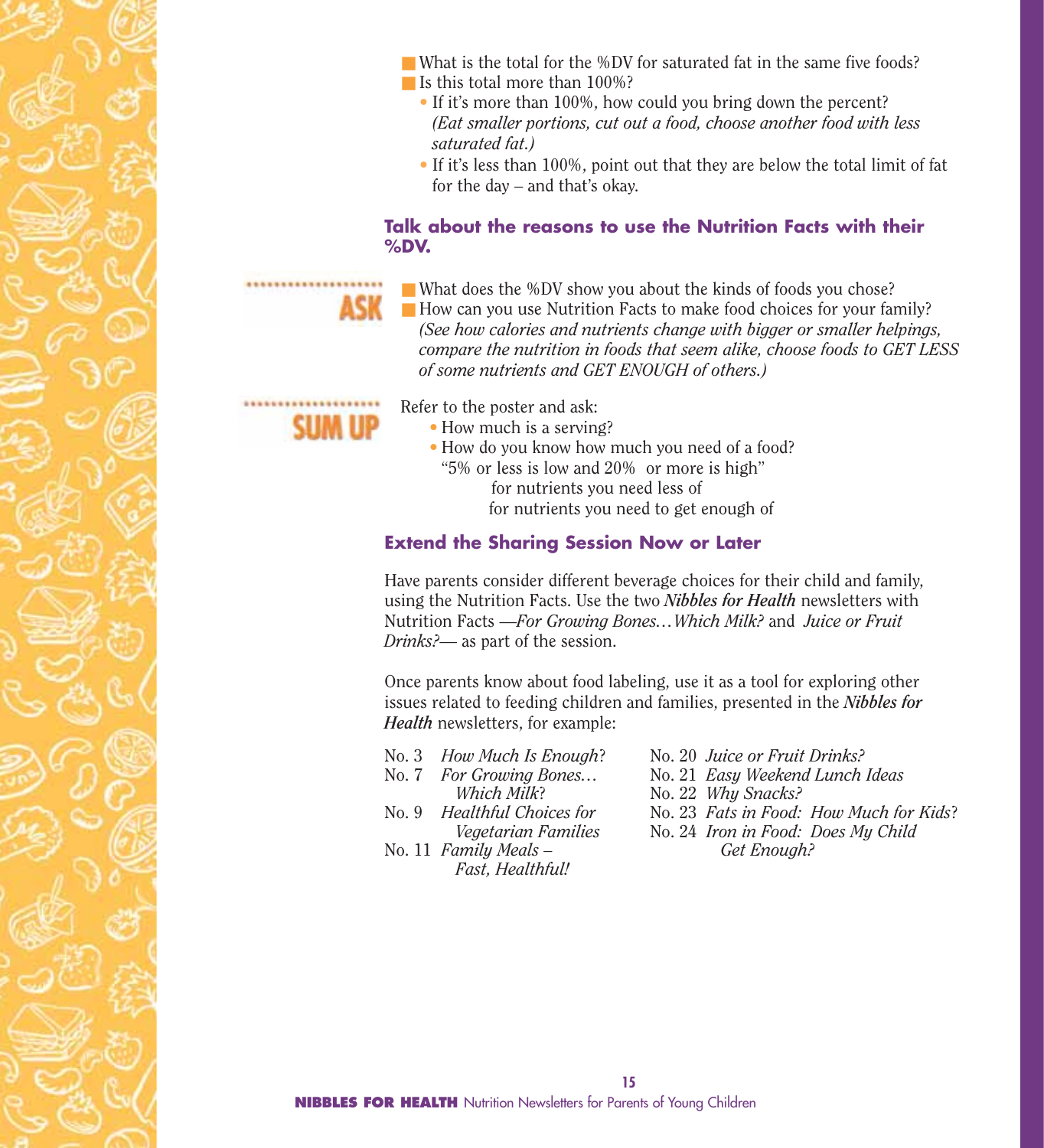- What is the total for the %DV for saturated fat in the same five foods?
- Is this total more than 100%?
  - If it's more than 100%, how could you bring down the percent? *(Eat smaller portions, cut out a food, choose another food with less saturated fat.)*
  - If it's less than 100%, point out that they are below the total limit of fat for the day – and that's okay.

### Talk about the reasons to use the Nutrition Facts with their %DV.

**ASK**

- What does the %DV show you about the kinds of foods you chose?
- How can you use Nutrition Facts to make food choices for your family? *(See how calories and nutrients change with bigger or smaller helpings, compare the nutrition in foods that seem alike, choose foods to GET LESS of some nutrients and GET ENOUGH of others.)*

**SUM UP**

Refer to the poster and ask:

- How much is a serving?
- How do you know how much you need of a food?
  "5% or less is low and 20% or more is high"
  for nutrients you need less of
  for nutrients you need to get enough of

### Extend the Sharing Session Now or Later

Have parents consider different beverage choices for their child and family, using the Nutrition Facts. Use the two ***Nibbles for Health*** newsletters with Nutrition Facts —*For Growing Bones…Which Milk?* and *Juice or Fruit Drinks?*— as part of the session.

Once parents know about food labeling, use it as a tool for exploring other issues related to feeding children and families, presented in the ***Nibbles for Health*** newsletters, for example:

- No. 3 *How Much Is Enough?*
- No. 7 *For Growing Bones… Which Milk?*
- No. 9 *Healthful Choices for Vegetarian Families*
- No. 11 *Family Meals – Fast, Healthful!*
- No. 20 *Juice or Fruit Drinks?*
- No. 21 *Easy Weekend Lunch Ideas*
- No. 22 *Why Snacks?*
- No. 23 *Fats in Food: How Much for Kids?*
- No. 24 *Iron in Food: Does My Child Get Enough?*